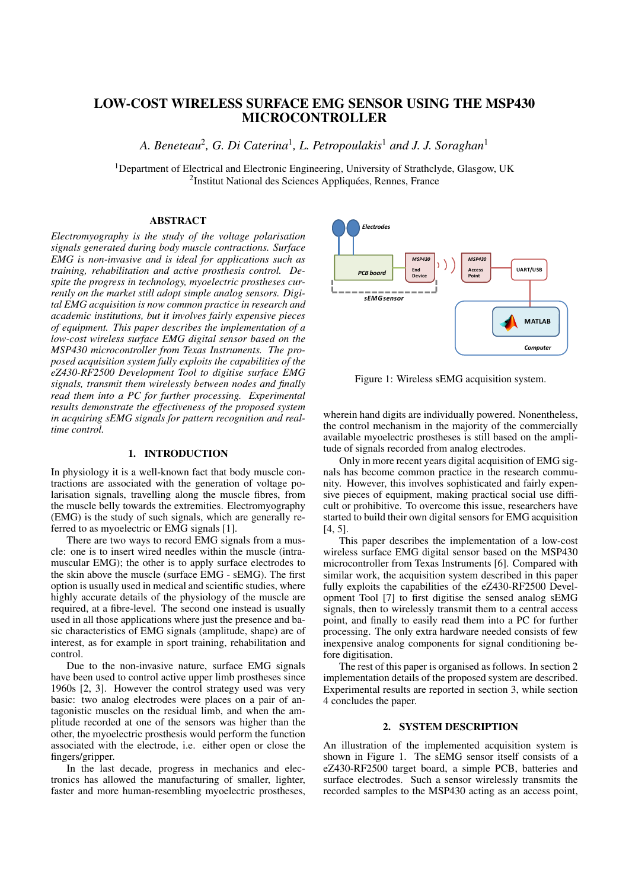# LOW-COST WIRELESS SURFACE EMG SENSOR USING THE MSP430 MICROCONTROLLER

*A. Beneteau[2], G. Di Caterina[1], L. Petropoulakis[1] and J. J. Soraghan[1]*

[1]Department of Electrical and Electronic Engineering, University of Strathclyde, Glasgow, UK
[2]Institut National des Sciences Appliquées, Rennes, France

## ABSTRACT

*Electromyography is the study of the voltage polarisation signals generated during body muscle contractions. Surface EMG is non-invasive and is ideal for applications such as training, rehabilitation and active prosthesis control. Despite the progress in technology, myoelectric prostheses currently on the market still adopt simple analog sensors. Digital EMG acquisition is now common practice in research and academic institutions, but it involves fairly expensive pieces of equipment. This paper describes the implementation of a low-cost wireless surface EMG digital sensor based on the MSP430 microcontroller from Texas Instruments. The proposed acquisition system fully exploits the capabilities of the eZ430-RF2500 Development Tool to digitise surface EMG signals, transmit them wirelessly between nodes and finally read them into a PC for further processing. Experimental results demonstrate the effectiveness of the proposed system in acquiring sEMG signals for pattern recognition and real-time control.*

## 1. INTRODUCTION

In physiology it is a well-known fact that body muscle contractions are associated with the generation of voltage polarisation signals, travelling along the muscle fibres, from the muscle belly towards the extremities. Electromyography (EMG) is the study of such signals, which are generally referred to as myoelectric or EMG signals [1].

There are two ways to record EMG signals from a muscle: one is to insert wired needles within the muscle (intramuscular EMG); the other is to apply surface electrodes to the skin above the muscle (surface EMG - sEMG). The first option is usually used in medical and scientific studies, where highly accurate details of the physiology of the muscle are required, at a fibre-level. The second one instead is usually used in all those applications where just the presence and basic characteristics of EMG signals (amplitude, shape) are of interest, as for example in sport training, rehabilitation and control.

Due to the non-invasive nature, surface EMG signals have been used to control active upper limb prostheses since 1960s [2, 3]. However the control strategy used was very basic: two analog electrodes were places on a pair of antagonistic muscles on the residual limb, and when the amplitude recorded at one of the sensors was higher than the other, the myoelectric prosthesis would perform the function associated with the electrode, i.e. either open or close the fingers/gripper.

In the last decade, progress in mechanics and electronics has allowed the manufacturing of smaller, lighter, faster and more human-resembling myoelectric prostheses, wherein hand digits are individually powered. Nonentheless, the control mechanism in the majority of the commercially available myoelectric prostheses is still based on the amplitude of signals recorded from analog electrodes.

Only in more recent years digital acquisition of EMG signals has become common practice in the research community. However, this involves sophisticated and fairly expensive pieces of equipment, making practical social use difficult or prohibitive. To overcome this issue, researchers have started to build their own digital sensors for EMG acquisition [4, 5].

This paper describes the implementation of a low-cost wireless surface EMG digital sensor based on the MSP430 microcontroller from Texas Instruments [6]. Compared with similar work, the acquisition system described in this paper fully exploits the capabilities of the eZ430-RF2500 Development Tool [7] to first digitise the sensed analog sEMG signals, then to wirelessly transmit them to a central access point, and finally to easily read them into a PC for further processing. The only extra hardware needed consists of few inexpensive analog components for signal conditioning before digitisation.

The rest of this paper is organised as follows. In section 2 implementation details of the proposed system are described. Experimental results are reported in section 3, while section 4 concludes the paper.

Figure 1: Wireless sEMG acquisition system.

## 2. SYSTEM DESCRIPTION

An illustration of the implemented acquisition system is shown in Figure 1. The sEMG sensor itself consists of a eZ430-RF2500 target board, a simple PCB, batteries and surface electrodes. Such a sensor wirelessly transmits the recorded samples to the MSP430 acting as an access point,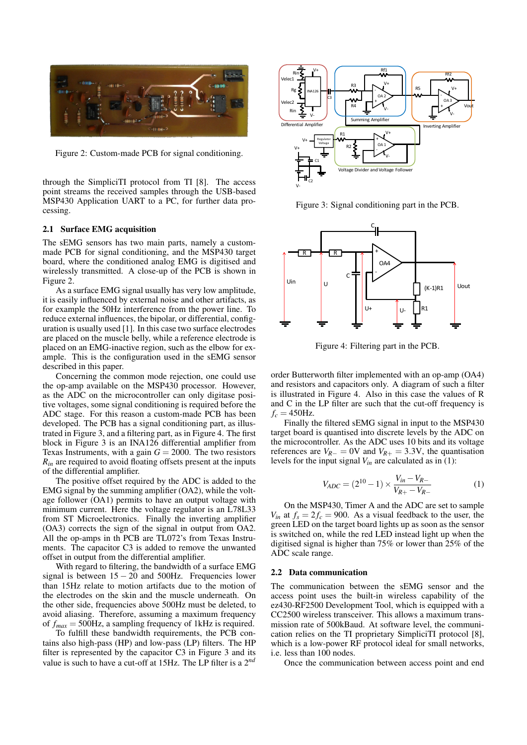Figure 2: Custom-made PCB for signal conditioning.

through the SimpliciTI protocol from TI [8]. The access point streams the received samples through the USB-based MSP430 Application UART to a PC, for further data processing.

### 2.1 Surface EMG acquisition

The sEMG sensors has two main parts, namely a custom-made PCB for signal conditioning, and the MSP430 target board, where the conditioned analog EMG is digitised and wirelessly transmitted. A close-up of the PCB is shown in Figure 2.

As a surface EMG signal usually has very low amplitude, it is easily influenced by external noise and other artifacts, as for example the 50Hz interference from the power line. To reduce external influences, the bipolar, or differential, configuration is usually used [1]. In this case two surface electrodes are placed on the muscle belly, while a reference electrode is placed on an EMG-inactive region, such as the elbow for example. This is the configuration used in the sEMG sensor described in this paper.

Concerning the common mode rejection, one could use the op-amp available on the MSP430 processor. However, as the ADC on the microcontroller can only digitase positive voltages, some signal conditioning is required before the ADC stage. For this reason a custom-made PCB has been developed. The PCB has a signal conditioning part, as illustrated in Figure 3, and a filtering part, as in Figure 4. The first block in Figure 3 is an INA126 differential amplifier from Texas Instruments, with a gain $G = 2000$. The two resistors $R_{in}$ are required to avoid floating offsets present at the inputs of the differential amplifier.

The positive offset required by the ADC is added to the EMG signal by the summing amplifier (OA2), while the voltage follower (OA1) permits to have an output voltage with minimum current. Here the voltage regulator is an L78L33 from ST Microelectronics. Finally the inverting amplifier (OA3) corrects the sign of the signal in output from OA2. All the op-amps in th PCB are TL072's from Texas Instruments. The capacitor C3 is added to remove the unwanted offset in output from the differential amplifier.

With regard to filtering, the bandwidth of a surface EMG signal is between $15-20$ and 500Hz. Frequencies lower than 15Hz relate to motion artifacts due to the motion of the electrodes on the skin and the muscle underneath. On the other side, frequencies above 500Hz must be deleted, to avoid aliasing. Therefore, assuming a maximum frequency of $f_{max} = 500$Hz, a sampling frequency of 1kHz is required.

To fulfill these bandwidth requirements, the PCB contains also high-pass (HP) and low-pass (LP) filters. The HP filter is represented by the capacitor C3 in Figure 3 and its value is such to have a cut-off at 15Hz. The LP filter is a $2^{nd}$ order Butterworth filter implemented with an op-amp (OA4) and resistors and capacitors only. A diagram of such a filter is illustrated in Figure 4. Also in this case the values of R and C in the LP filter are such that the cut-off frequency is $f_c = 450$Hz.

Figure 3: Signal conditioning part in the PCB.

Figure 4: Filtering part in the PCB.

Finally the filtered sEMG signal in input to the MSP430 target board is quantised into discrete levels by the ADC on the microcontroller. As the ADC uses 10 bits and its voltage references are $V_{R-} = 0$V and $V_{R+} = 3.3$V, the quantisation levels for the input signal $V_{in}$ are calculated as in (1):

$$V_{ADC} = (2^{10} - 1) \times \frac{V_{in} - V_{R-}}{V_{R+} - V_{R-}} \tag{1}$$

On the MSP430, Timer A and the ADC are set to sample $V_{in}$ at $f_s = 2f_c = 900$. As a visual feedback to the user, the green LED on the target board lights up as soon as the sensor is switched on, while the red LED instead light up when the digitised signal is higher than 75% or lower than 25% of the ADC scale range.

### 2.2 Data communication

The communication between the sEMG sensor and the access point uses the built-in wireless capability of the ez430-RF2500 Development Tool, which is equipped with a CC2500 wireless transceiver. This allows a maximum transmission rate of 500kBaud. At software level, the communication relies on the TI proprietary SimpliciTI protocol [8], which is a low-power RF protocol ideal for small networks, i.e. less than 100 nodes.

Once the communication between access point and end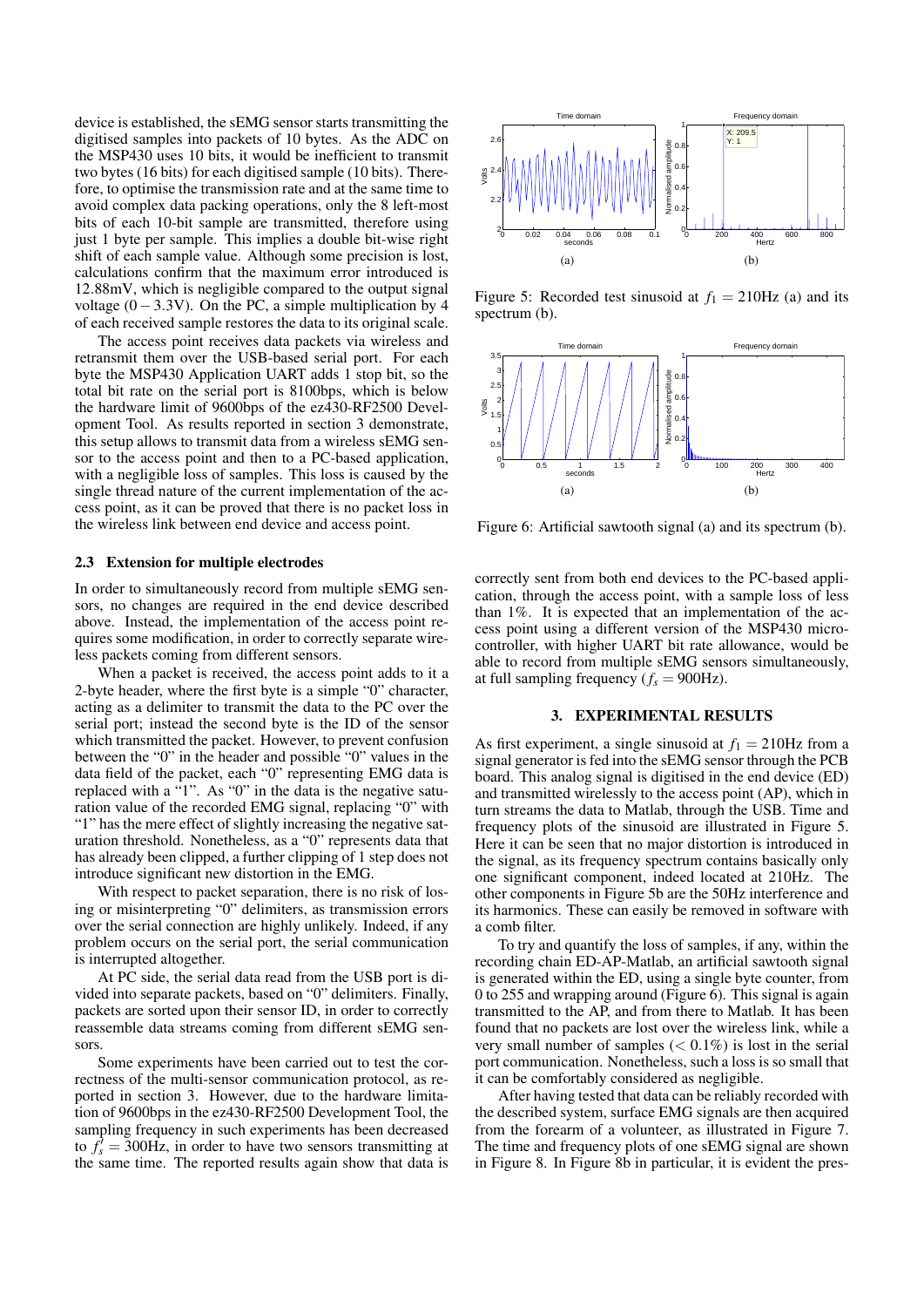device is established, the sEMG sensor starts transmitting the digitised samples into packets of 10 bytes. As the ADC on the MSP430 uses 10 bits, it would be inefficient to transmit two bytes (16 bits) for each digitised sample (10 bits). Therefore, to optimise the transmission rate and at the same time to avoid complex data packing operations, only the 8 left-most bits of each 10-bit sample are transmitted, therefore using just 1 byte per sample. This implies a double bit-wise right shift of each sample value. Although some precision is lost, calculations confirm that the maximum error introduced is 12.88mV, which is negligible compared to the output signal voltage ($0-3.3$V). On the PC, a simple multiplication by 4 of each received sample restores the data to its original scale.

The access point receives data packets via wireless and retransmit them over the USB-based serial port. For each byte the MSP430 Application UART adds 1 stop bit, so the total bit rate on the serial port is 8100bps, which is below the hardware limit of 9600bps of the ez430-RF2500 Development Tool. As results reported in section 3 demonstrate, this setup allows to transmit data from a wireless sEMG sensor to the access point and then to a PC-based application, with a negligible loss of samples. This loss is caused by the single thread nature of the current implementation of the access point, as it can be proved that there is no packet loss in the wireless link between end device and access point.

### 2.3 Extension for multiple electrodes

In order to simultaneously record from multiple sEMG sensors, no changes are required in the end device described above. Instead, the implementation of the access point requires some modification, in order to correctly separate wireless packets coming from different sensors.

When a packet is received, the access point adds to it a 2-byte header, where the first byte is a simple "0" character, acting as a delimiter to transmit the data to the PC over the serial port; instead the second byte is the ID of the sensor which transmitted the packet. However, to prevent confusion between the "0" in the header and possible "0" values in the data field of the packet, each "0" representing EMG data is replaced with a "1". As "0" in the data is the negative saturation value of the recorded EMG signal, replacing "0" with "1" has the mere effect of slightly increasing the negative saturation threshold. Nonetheless, as a "0" represents data that has already been clipped, a further clipping of 1 step does not introduce significant new distortion in the EMG.

With respect to packet separation, there is no risk of losing or misinterpreting "0" delimiters, as transmission errors over the serial connection are highly unlikely. Indeed, if any problem occurs on the serial port, the serial communication is interrupted altogether.

At PC side, the serial data read from the USB port is divided into separate packets, based on "0" delimiters. Finally, packets are sorted upon their sensor ID, in order to correctly reassemble data streams coming from different sEMG sensors.

Some experiments have been carried out to test the correctness of the multi-sensor communication protocol, as reported in section 3. However, due to the hardware limitation of 9600bps in the ez430-RF2500 Development Tool, the sampling frequency in such experiments has been decreased to $f_s' = 300$Hz, in order to have two sensors transmitting at the same time. The reported results again show that data is correctly sent from both end devices to the PC-based application, through the access point, with a sample loss of less than 1%. It is expected that an implementation of the access point using a different version of the MSP430 microcontroller, with higher UART bit rate allowance, would be able to record from multiple sEMG sensors simultaneously, at full sampling frequency ($f_s = 900$Hz).

Figure 5: Recorded test sinusoid at $f_1 = 210$Hz (a) and its spectrum (b).

Figure 6: Artificial sawtooth signal (a) and its spectrum (b).

## 3. EXPERIMENTAL RESULTS

As first experiment, a single sinusoid at $f_1 = 210$Hz from a signal generator is fed into the sEMG sensor through the PCB board. This analog signal is digitised in the end device (ED) and transmitted wirelessly to the access point (AP), which in turn streams the data to Matlab, through the USB. Time and frequency plots of the sinusoid are illustrated in Figure 5. Here it can be seen that no major distortion is introduced in the signal, as its frequency spectrum contains basically only one significant component, indeed located at 210Hz. The other components in Figure 5b are the 50Hz interference and its harmonics. These can easily be removed in software with a comb filter.

To try and quantify the loss of samples, if any, within the recording chain ED-AP-Matlab, an artificial sawtooth signal is generated within the ED, using a single byte counter, from 0 to 255 and wrapping around (Figure 6). This signal is again transmitted to the AP, and from there to Matlab. It has been found that no packets are lost over the wireless link, while a very small number of samples ($< 0.1\%$) is lost in the serial port communication. Nonetheless, such a loss is so small that it can be comfortably considered as negligible.

After having tested that data can be reliably recorded with the described system, surface EMG signals are then acquired from the forearm of a volunteer, as illustrated in Figure 7. The time and frequency plots of one sEMG signal are shown in Figure 8. In Figure 8b in particular, it is evident the pres-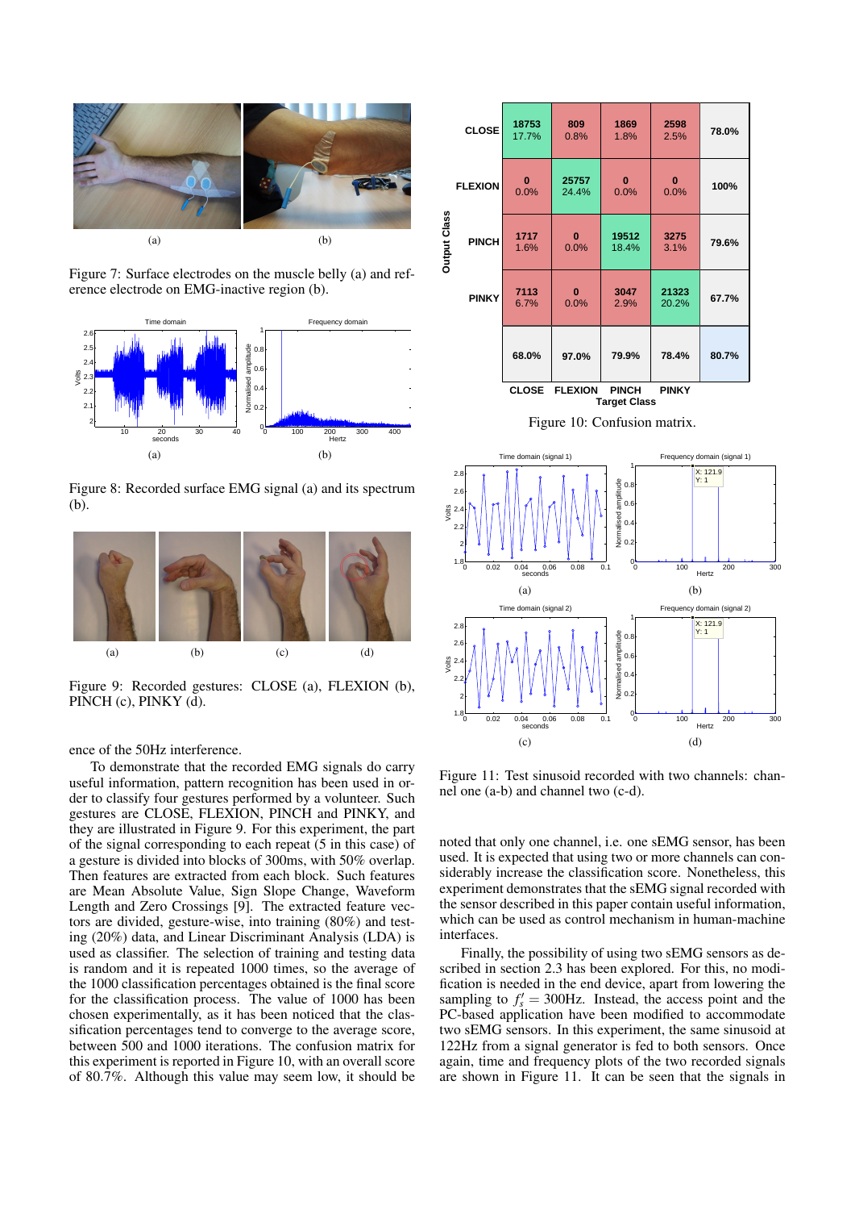Figure 7: Surface electrodes on the muscle belly (a) and reference electrode on EMG-inactive region (b).

Figure 8: Recorded surface EMG signal (a) and its spectrum (b).

Figure 9: Recorded gestures: CLOSE (a), FLEXION (b), PINCH (c), PINKY (d).

ence of the 50Hz interference.

To demonstrate that the recorded EMG signals do carry useful information, pattern recognition has been used in order to classify four gestures performed by a volunteer. Such gestures are CLOSE, FLEXION, PINCH and PINKY, and they are illustrated in Figure 9. For this experiment, the part of the signal corresponding to each repeat (5 in this case) of a gesture is divided into blocks of 300ms, with 50% overlap. Then features are extracted from each block. Such features are Mean Absolute Value, Sign Slope Change, Waveform Length and Zero Crossings [9]. The extracted feature vectors are divided, gesture-wise, into training (80%) and testing (20%) data, and Linear Discriminant Analysis (LDA) is used as classifier. The selection of training and testing data is random and it is repeated 1000 times, so the average of the 1000 classification percentages obtained is the final score for the classification process. The value of 1000 has been chosen experimentally, as it has been noticed that the classification percentages tend to converge to the average score, between 500 and 1000 iterations. The confusion matrix for this experiment is reported in Figure 10, with an overall score of 80.7%. Although this value may seem low, it should be

| Output Class \ Target Class | CLOSE | FLEXION | PINCH | PINKY | |
|---|---|---|---|---|---|
| CLOSE | 18753 17.7% | 809 0.8% | 1869 1.8% | 2598 2.5% | 78.0% |
| FLEXION | 0 0.0% | 25757 24.4% | 0 0.0% | 0 0.0% | 100% |
| PINCH | 1717 1.6% | 0 0.0% | 19512 18.4% | 3275 3.1% | 79.6% |
| PINKY | 7113 6.7% | 0 0.0% | 3047 2.9% | 21323 20.2% | 67.7% |
| | 68.0% | 97.0% | 79.9% | 78.4% | 80.7% |

Figure 10: Confusion matrix.

Figure 11: Test sinusoid recorded with two channels: channel one (a-b) and channel two (c-d).

noted that only one channel, i.e. one sEMG sensor, has been used. It is expected that using two or more channels can considerably increase the classification score. Nonetheless, this experiment demonstrates that the sEMG signal recorded with the sensor described in this paper contain useful information, which can be used as control mechanism in human-machine interfaces.

Finally, the possibility of using two sEMG sensors as described in section 2.3 has been explored. For this, no modification is needed in the end device, apart from lowering the sampling to $f_s' = 300$Hz. Instead, the access point and the PC-based application have been modified to accommodate two sEMG sensors. In this experiment, the same sinusoid at 122Hz from a signal generator is fed to both sensors. Once again, time and frequency plots of the two recorded signals are shown in Figure 11. It can be seen that the signals in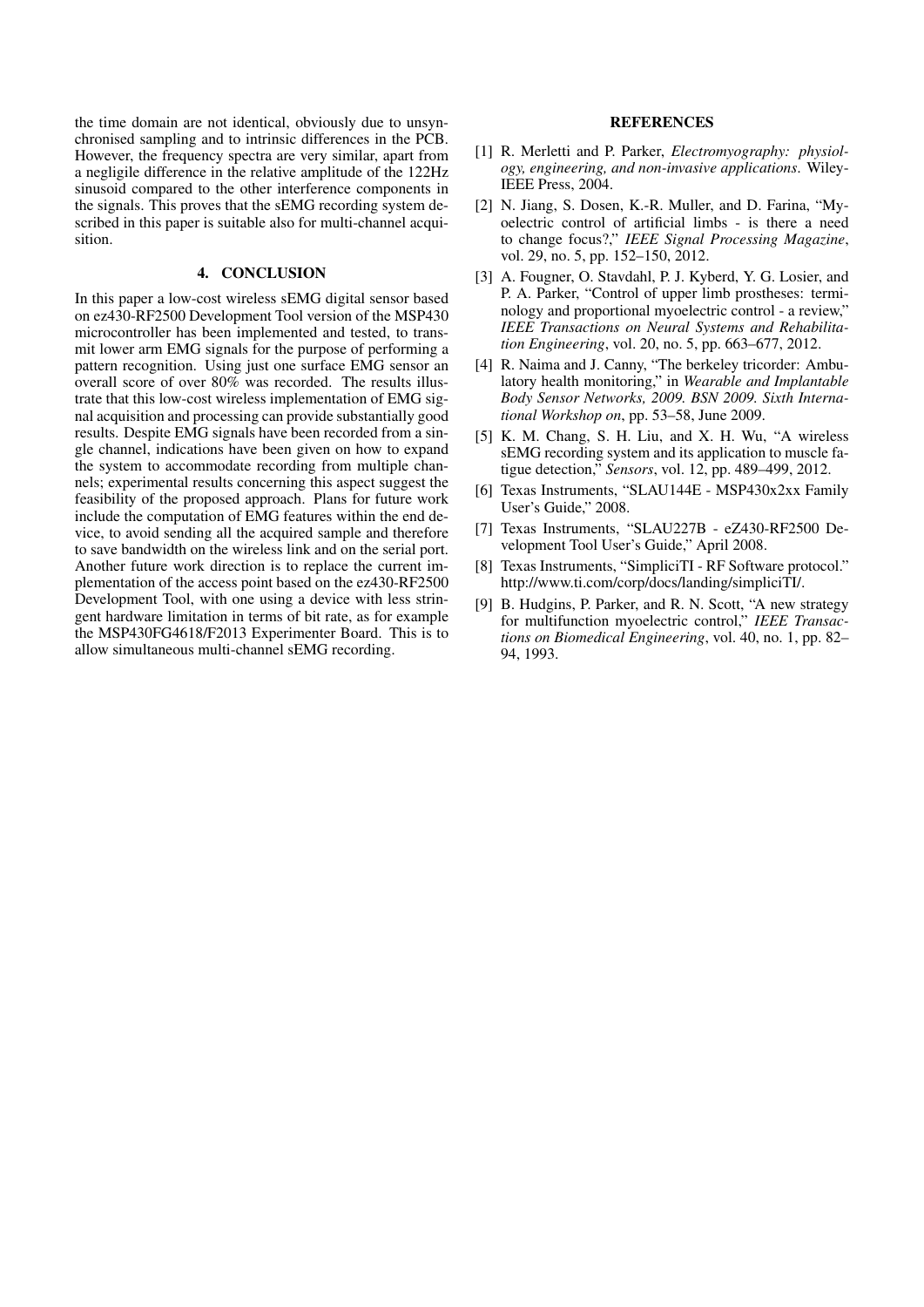the time domain are not identical, obviously due to unsynchronised sampling and to intrinsic differences in the PCB. However, the frequency spectra are very similar, apart from a negligile difference in the relative amplitude of the 122Hz sinusoid compared to the other interference components in the signals. This proves that the sEMG recording system described in this paper is suitable also for multi-channel acquisition.

## 4. CONCLUSION

In this paper a low-cost wireless sEMG digital sensor based on ez430-RF2500 Development Tool version of the MSP430 microcontroller has been implemented and tested, to transmit lower arm EMG signals for the purpose of performing a pattern recognition. Using just one surface EMG sensor an overall score of over 80% was recorded. The results illustrate that this low-cost wireless implementation of EMG signal acquisition and processing can provide substantially good results. Despite EMG signals have been recorded from a single channel, indications have been given on how to expand the system to accommodate recording from multiple channels; experimental results concerning this aspect suggest the feasibility of the proposed approach. Plans for future work include the computation of EMG features within the end device, to avoid sending all the acquired sample and therefore to save bandwidth on the wireless link and on the serial port. Another future work direction is to replace the current implementation of the access point based on the ez430-RF2500 Development Tool, with one using a device with less stringent hardware limitation in terms of bit rate, as for example the MSP430FG4618/F2013 Experimenter Board. This is to allow simultaneous multi-channel sEMG recording.

## REFERENCES

[1] R. Merletti and P. Parker, *Electromyography: physiology, engineering, and non-invasive applications*. Wiley-IEEE Press, 2004.

[2] N. Jiang, S. Dosen, K.-R. Muller, and D. Farina, "Myoelectric control of artificial limbs - is there a need to change focus?," *IEEE Signal Processing Magazine*, vol. 29, no. 5, pp. 152–150, 2012.

[3] A. Fougner, O. Stavdahl, P. J. Kyberd, Y. G. Losier, and P. A. Parker, "Control of upper limb prostheses: terminology and proportional myoelectric control - a review," *IEEE Transactions on Neural Systems and Rehabilitation Engineering*, vol. 20, no. 5, pp. 663–677, 2012.

[4] R. Naima and J. Canny, "The berkeley tricorder: Ambulatory health monitoring," in *Wearable and Implantable Body Sensor Networks, 2009. BSN 2009. Sixth International Workshop on*, pp. 53–58, June 2009.

[5] K. M. Chang, S. H. Liu, and X. H. Wu, "A wireless sEMG recording system and its application to muscle fatigue detection," *Sensors*, vol. 12, pp. 489–499, 2012.

[6] Texas Instruments, "SLAU144E - MSP430x2xx Family User's Guide," 2008.

[7] Texas Instruments, "SLAU227B - eZ430-RF2500 Development Tool User's Guide," April 2008.

[8] Texas Instruments, "SimpliciTI - RF Software protocol." http://www.ti.com/corp/docs/landing/simpliciTI/.

[9] B. Hudgins, P. Parker, and R. N. Scott, "A new strategy for multifunction myoelectric control," *IEEE Transactions on Biomedical Engineering*, vol. 40, no. 1, pp. 82–94, 1993.